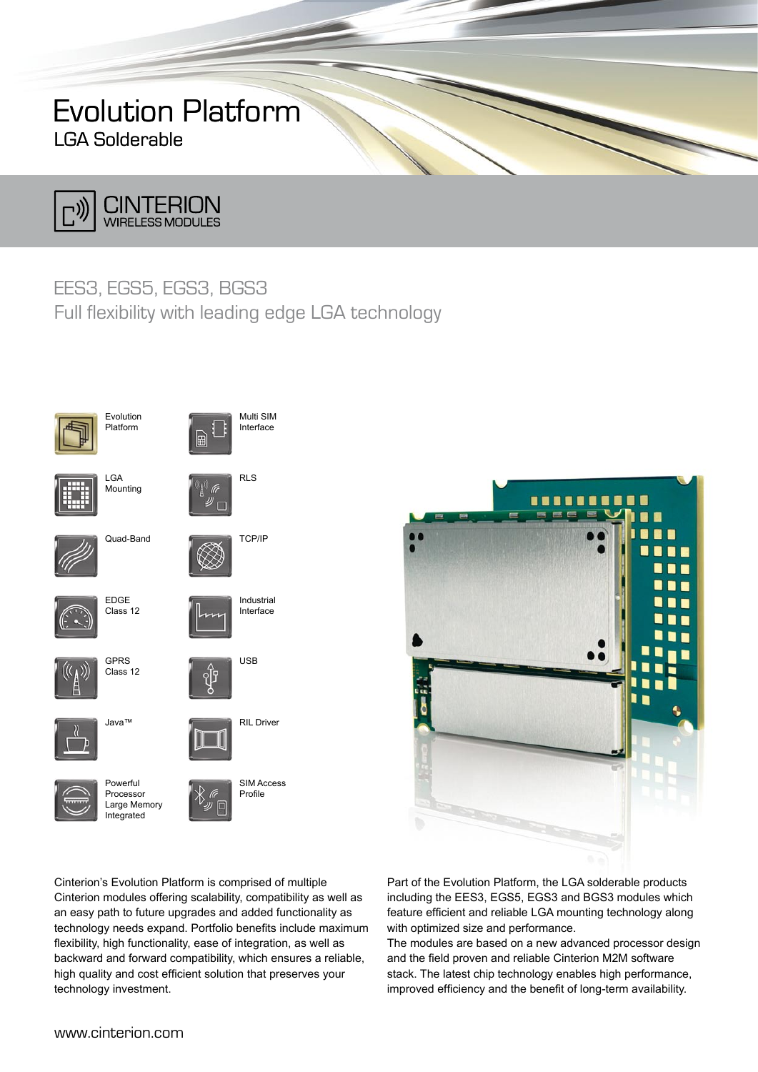# Evolution Platform

## LGA Solderable

CINTERION
WIRELESS MODULES

## EES3, EGS5, EGS3, BGS3

Full flexibility with leading edge LGA technology

- Evolution Platform
- LGA Mounting
- Quad-Band
- EDGE Class 12
- GPRS Class 12
- Java™
- Powerful Processor Large Memory Integrated
- Multi SIM Interface
- RLS
- TCP/IP
- Industrial Interface
- USB
- RIL Driver
- SIM Access Profile

Cinterion's Evolution Platform is comprised of multiple Cinterion modules offering scalability, compatibility as well as an easy path to future upgrades and added functionality as technology needs expand. Portfolio benefits include maximum flexibility, high functionality, ease of integration, as well as backward and forward compatibility, which ensures a reliable, high quality and cost efficient solution that preserves your technology investment.

Part of the Evolution Platform, the LGA solderable products including the EES3, EGS5, EGS3 and BGS3 modules which feature efficient and reliable LGA mounting technology along with optimized size and performance.
The modules are based on a new advanced processor design and the field proven and reliable Cinterion M2M software stack. The latest chip technology enables high performance, improved efficiency and the benefit of long-term availability.

www.cinterion.com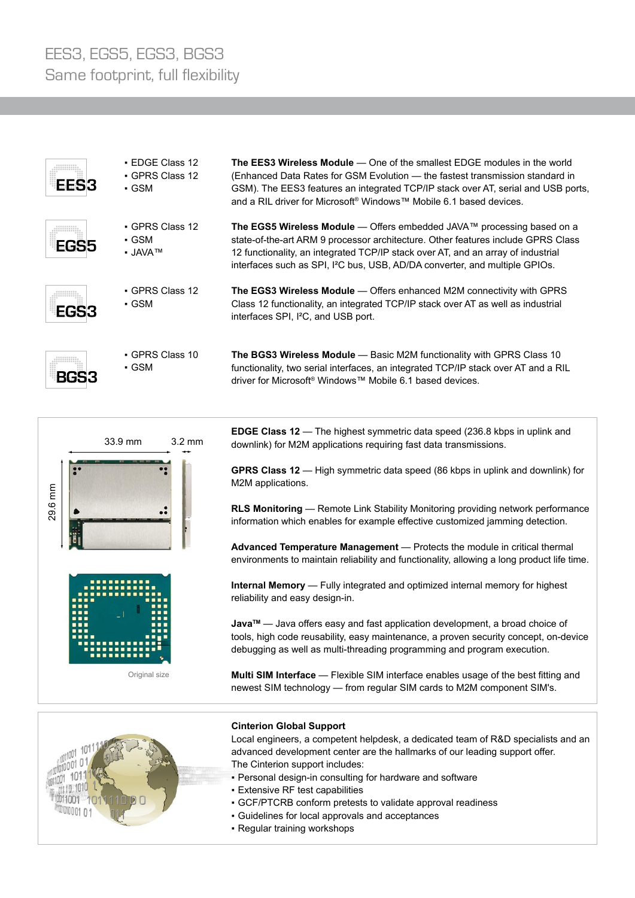# EES3, EGS5, EGS3, BGS3

## Same footprint, full flexibility

**EES3**

- EDGE Class 12
- GPRS Class 12
- GSM

**The EES3 Wireless Module** — One of the smallest EDGE modules in the world (Enhanced Data Rates for GSM Evolution — the fastest transmission standard in GSM). The EES3 features an integrated TCP/IP stack over AT, serial and USB ports, and a RIL driver for Microsoft® Windows™ Mobile 6.1 based devices.

**EGS5**

- GPRS Class 12
- GSM
- JAVA™

**The EGS5 Wireless Module** — Offers embedded JAVA™ processing based on a state-of-the-art ARM 9 processor architecture. Other features include GPRS Class 12 functionality, an integrated TCP/IP stack over AT, and an array of industrial interfaces such as SPI, I²C bus, USB, AD/DA converter, and multiple GPIOs.

**EGS3**

- GPRS Class 12
- GSM

**The EGS3 Wireless Module** — Offers enhanced M2M connectivity with GPRS Class 12 functionality, an integrated TCP/IP stack over AT as well as industrial interfaces SPI, I²C, and USB port.

**BGS3**

- GPRS Class 10
- GSM

**The BGS3 Wireless Module** — Basic M2M functionality with GPRS Class 10 functionality, two serial interfaces, an integrated TCP/IP stack over AT and a RIL driver for Microsoft® Windows™ Mobile 6.1 based devices.

33.9 mm × 29.6 mm × 3.2 mm

Original size

**EDGE Class 12** — The highest symmetric data speed (236.8 kbps in uplink and downlink) for M2M applications requiring fast data transmissions.

**GPRS Class 12** — High symmetric data speed (86 kbps in uplink and downlink) for M2M applications.

**RLS Monitoring** — Remote Link Stability Monitoring providing network performance information which enables for example effective customized jamming detection.

**Advanced Temperature Management** — Protects the module in critical thermal environments to maintain reliability and functionality, allowing a long product life time.

**Internal Memory** — Fully integrated and optimized internal memory for highest reliability and easy design-in.

**Java™** — Java offers easy and fast application development, a broad choice of tools, high code reusability, easy maintenance, a proven security concept, on-device debugging as well as multi-threading programming and program execution.

**Multi SIM Interface** — Flexible SIM interface enables usage of the best fitting and newest SIM technology — from regular SIM cards to M2M component SIM's.

**Cinterion Global Support**

Local engineers, a competent helpdesk, a dedicated team of R&D specialists and an advanced development center are the hallmarks of our leading support offer.

The Cinterion support includes:

- Personal design-in consulting for hardware and software
- Extensive RF test capabilities
- GCF/PTCRB conform pretests to validate approval readiness
- Guidelines for local approvals and acceptances
- Regular training workshops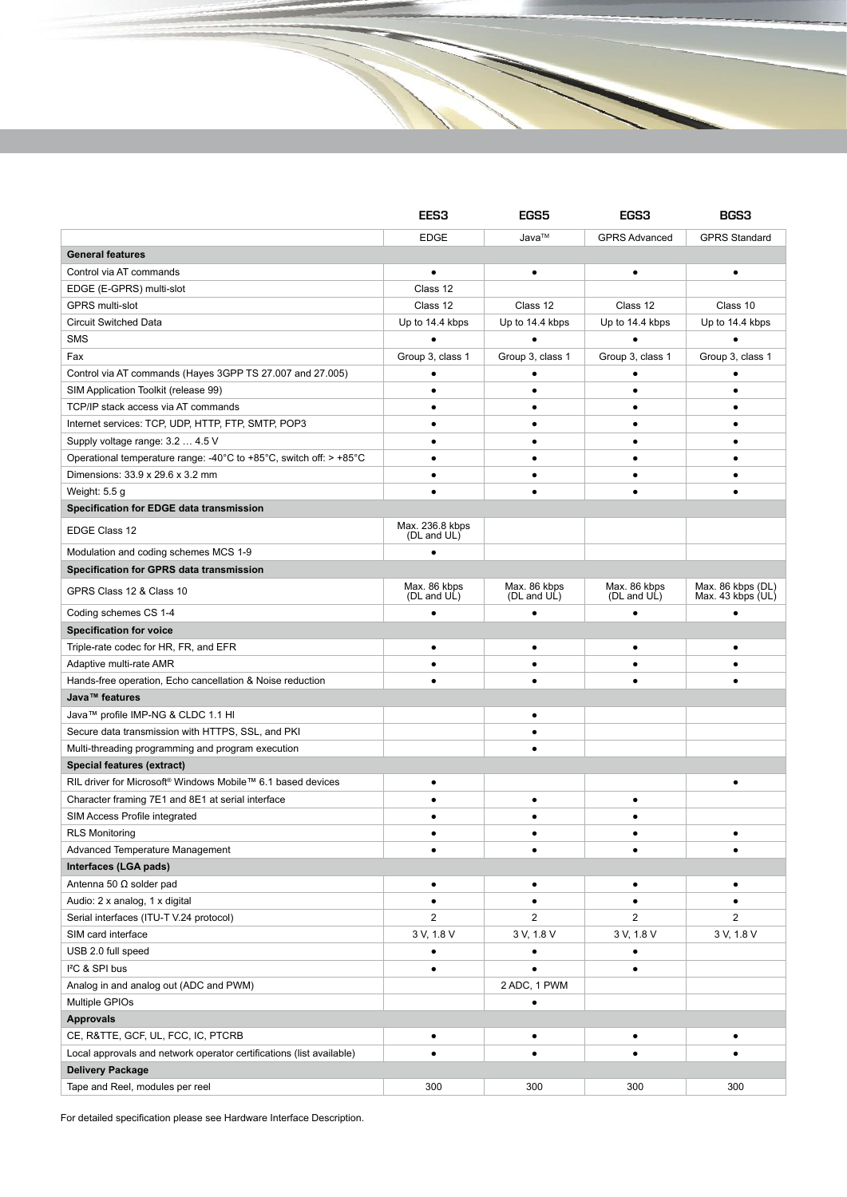| | EES3 | EGS5 | EGS3 | BGS3 |
|---|---|---|---|---|
| | EDGE | Java™ | GPRS Advanced | GPRS Standard |
| **General features** | | | | |
| Control via AT commands | ● | ● | ● | ● |
| EDGE (E-GPRS) multi-slot | Class 12 | | | |
| GPRS multi-slot | Class 12 | Class 12 | Class 12 | Class 10 |
| Circuit Switched Data | Up to 14.4 kbps | Up to 14.4 kbps | Up to 14.4 kbps | Up to 14.4 kbps |
| SMS | ● | ● | ● | ● |
| Fax | Group 3, class 1 | Group 3, class 1 | Group 3, class 1 | Group 3, class 1 |
| Control via AT commands (Hayes 3GPP TS 27.007 and 27.005) | ● | ● | ● | ● |
| SIM Application Toolkit (release 99) | ● | ● | ● | ● |
| TCP/IP stack access via AT commands | ● | ● | ● | ● |
| Internet services: TCP, UDP, HTTP, FTP, SMTP, POP3 | ● | ● | ● | ● |
| Supply voltage range: 3.2 … 4.5 V | ● | ● | ● | ● |
| Operational temperature range: -40°C to +85°C, switch off: > +85°C | ● | ● | ● | ● |
| Dimensions: 33.9 x 29.6 x 3.2 mm | ● | ● | ● | ● |
| Weight: 5.5 g | ● | ● | ● | ● |
| **Specification for EDGE data transmission** | | | | |
| EDGE Class 12 | Max. 236.8 kbps (DL and UL) | | | |
| Modulation and coding schemes MCS 1-9 | ● | | | |
| **Specification for GPRS data transmission** | | | | |
| GPRS Class 12 & Class 10 | Max. 86 kbps (DL and UL) | Max. 86 kbps (DL and UL) | Max. 86 kbps (DL and UL) | Max. 86 kbps (DL) Max. 43 kbps (UL) |
| Coding schemes CS 1-4 | ● | ● | ● | ● |
| **Specification for voice** | | | | |
| Triple-rate codec for HR, FR, and EFR | ● | ● | ● | ● |
| Adaptive multi-rate AMR | ● | ● | ● | ● |
| Hands-free operation, Echo cancellation & Noise reduction | ● | ● | ● | ● |
| **Java™ features** | | | | |
| Java™ profile IMP-NG & CLDC 1.1 HI | | ● | | |
| Secure data transmission with HTTPS, SSL, and PKI | | ● | | |
| Multi-threading programming and program execution | | ● | | |
| **Special features (extract)** | | | | |
| RIL driver for Microsoft® Windows Mobile™ 6.1 based devices | ● | | | ● |
| Character framing 7E1 and 8E1 at serial interface | ● | ● | ● | |
| SIM Access Profile integrated | ● | ● | ● | |
| RLS Monitoring | ● | ● | ● | ● |
| Advanced Temperature Management | ● | ● | ● | ● |
| **Interfaces (LGA pads)** | | | | |
| Antenna 50 Ω solder pad | ● | ● | ● | ● |
| Audio: 2 x analog, 1 x digital | ● | ● | ● | ● |
| Serial interfaces (ITU-T V.24 protocol) | 2 | 2 | 2 | 2 |
| SIM card interface | 3 V, 1.8 V | 3 V, 1.8 V | 3 V, 1.8 V | 3 V, 1.8 V |
| USB 2.0 full speed | ● | ● | ● | |
| I²C & SPI bus | ● | ● | ● | |
| Analog in and analog out (ADC and PWM) | | 2 ADC, 1 PWM | | |
| Multiple GPIOs | | ● | | |
| **Approvals** | | | | |
| CE, R&TTE, GCF, UL, FCC, IC, PTCRB | ● | ● | ● | ● |
| Local approvals and network operator certifications (list available) | ● | ● | ● | ● |
| **Delivery Package** | | | | |
| Tape and Reel, modules per reel | 300 | 300 | 300 | 300 |

For detailed specification please see Hardware Interface Description.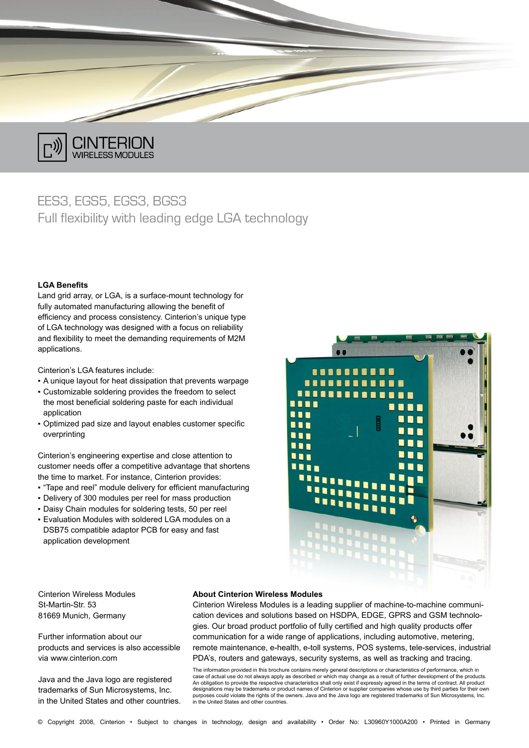CINTERION
WIRELESS MODULES

# EES3, EGS5, EGS3, BGS3

## Full flexibility with leading edge LGA technology

**LGA Benefits**

Land grid array, or LGA, is a surface-mount technology for fully automated manufacturing allowing the benefit of efficiency and process consistency. Cinterion's unique type of LGA technology was designed with a focus on reliability and flexibility to meet the demanding requirements of M2M applications.

Cinterion's LGA features include:

- A unique layout for heat dissipation that prevents warpage
- Customizable soldering provides the freedom to select the most beneficial soldering paste for each individual application
- Optimized pad size and layout enables customer specific overprinting

Cinterion's engineering expertise and close attention to customer needs offer a competitive advantage that shortens the time to market. For instance, Cinterion provides:

- "Tape and reel" module delivery for efficient manufacturing
- Delivery of 300 modules per reel for mass production
- Daisy Chain modules for soldering tests, 50 per reel
- Evaluation Modules with soldered LGA modules on a DSB75 compatible adaptor PCB for easy and fast application development

Cinterion Wireless Modules
St-Martin-Str. 53
81669 Munich, Germany

Further information about our products and services is also accessible via www.cinterion.com

Java and the Java logo are registered trademarks of Sun Microsystems, Inc. in the United States and other countries.

**About Cinterion Wireless Modules**

Cinterion Wireless Modules is a leading supplier of machine-to-machine communication devices and solutions based on HSDPA, EDGE, GPRS and GSM technologies. Our broad product portfolio of fully certified and high quality products offer communication for a wide range of applications, including automotive, metering, remote maintenance, e-health, e-toll systems, POS systems, tele-services, industrial PDA's, routers and gateways, security systems, as well as tracking and tracing.

The information provided in this brochure contains merely general descriptions or characteristics of performance, which in case of actual use do not always apply as described or which may change as a result of further development of the products. An obligation to provide the respective characteristics shall only exist if expressly agreed in the terms of contract. All product designations may be trademarks or product names of Cinterion or supplier companies whose use by third parties for their own purposes could violate the rights of the owners. Java and the Java logo are registered trademarks of Sun Microsystems, Inc. in the United States and other countries.

© Copyright 2008, Cinterion • Subject to changes in technology, design and availability • Order No: L30960Y1000A200 • Printed in Germany